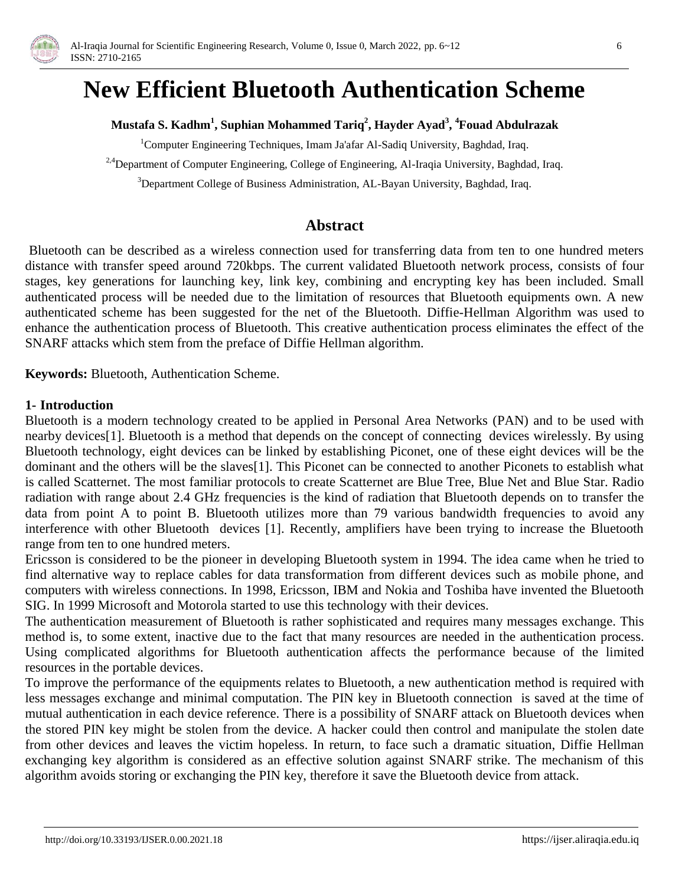# New Efficient Bluetooth Authentication Scheme

**Mustafa S. Kadhm[1], Suphian Mohammed Tariq[2], Hayder Ayad[3], [4]Fouad Abdulrazak**

[1]Computer Engineering Techniques, Imam Ja'afar Al-Sadiq University, Baghdad, Iraq.

[2,4]Department of Computer Engineering, College of Engineering, Al-Iraqia University, Baghdad, Iraq.

[3]Department College of Business Administration, AL-Bayan University, Baghdad, Iraq.

## Abstract

Bluetooth can be described as a wireless connection used for transferring data from ten to one hundred meters distance with transfer speed around 720kbps. The current validated Bluetooth network process, consists of four stages, key generations for launching key, link key, combining and encrypting key has been included. Small authenticated process will be needed due to the limitation of resources that Bluetooth equipments own. A new authenticated scheme has been suggested for the net of the Bluetooth. Diffie-Hellman Algorithm was used to enhance the authentication process of Bluetooth. This creative authentication process eliminates the effect of the SNARF attacks which stem from the preface of Diffie Hellman algorithm.

**Keywords:** Bluetooth, Authentication Scheme.

### 1- Introduction

Bluetooth is a modern technology created to be applied in Personal Area Networks (PAN) and to be used with nearby devices[1]. Bluetooth is a method that depends on the concept of connecting devices wirelessly. By using Bluetooth technology, eight devices can be linked by establishing Piconet, one of these eight devices will be the dominant and the others will be the slaves[1]. This Piconet can be connected to another Piconets to establish what is called Scatternet. The most familiar protocols to create Scatternet are Blue Tree, Blue Net and Blue Star. Radio radiation with range about 2.4 GHz frequencies is the kind of radiation that Bluetooth depends on to transfer the data from point A to point B. Bluetooth utilizes more than 79 various bandwidth frequencies to avoid any interference with other Bluetooth devices [1]. Recently, amplifiers have been trying to increase the Bluetooth range from ten to one hundred meters.

Ericsson is considered to be the pioneer in developing Bluetooth system in 1994. The idea came when he tried to find alternative way to replace cables for data transformation from different devices such as mobile phone, and computers with wireless connections. In 1998, Ericsson, IBM and Nokia and Toshiba have invented the Bluetooth SIG. In 1999 Microsoft and Motorola started to use this technology with their devices.

The authentication measurement of Bluetooth is rather sophisticated and requires many messages exchange. This method is, to some extent, inactive due to the fact that many resources are needed in the authentication process. Using complicated algorithms for Bluetooth authentication affects the performance because of the limited resources in the portable devices.

To improve the performance of the equipments relates to Bluetooth, a new authentication method is required with less messages exchange and minimal computation. The PIN key in Bluetooth connection is saved at the time of mutual authentication in each device reference. There is a possibility of SNARF attack on Bluetooth devices when the stored PIN key might be stolen from the device. A hacker could then control and manipulate the stolen date from other devices and leaves the victim hopeless. In return, to face such a dramatic situation, Diffie Hellman exchanging key algorithm is considered as an effective solution against SNARF strike. The mechanism of this algorithm avoids storing or exchanging the PIN key, therefore it save the Bluetooth device from attack.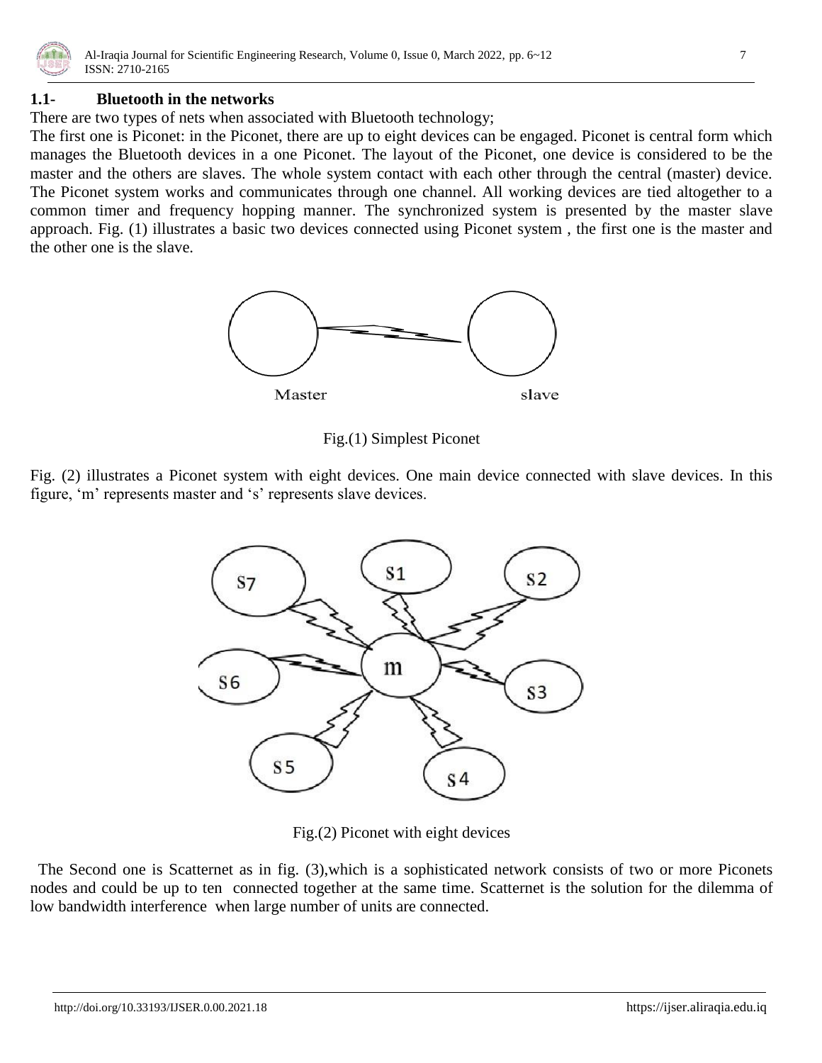## 1.1- Bluetooth in the networks

There are two types of nets when associated with Bluetooth technology;

The first one is Piconet: in the Piconet, there are up to eight devices can be engaged. Piconet is central form which manages the Bluetooth devices in a one Piconet. The layout of the Piconet, one device is considered to be the master and the others are slaves. The whole system contact with each other through the central (master) device. The Piconet system works and communicates through one channel. All working devices are tied altogether to a common timer and frequency hopping manner. The synchronized system is presented by the master slave approach. Fig. (1) illustrates a basic two devices connected using Piconet system , the first one is the master and the other one is the slave.

Master slave

Fig.(1) Simplest Piconet

Fig. (2) illustrates a Piconet system with eight devices. One main device connected with slave devices. In this figure, 'm' represents master and 's' represents slave devices.

Fig.(2) Piconet with eight devices

The Second one is Scatternet as in fig. (3),which is a sophisticated network consists of two or more Piconets nodes and could be up to ten connected together at the same time. Scatternet is the solution for the dilemma of low bandwidth interference when large number of units are connected.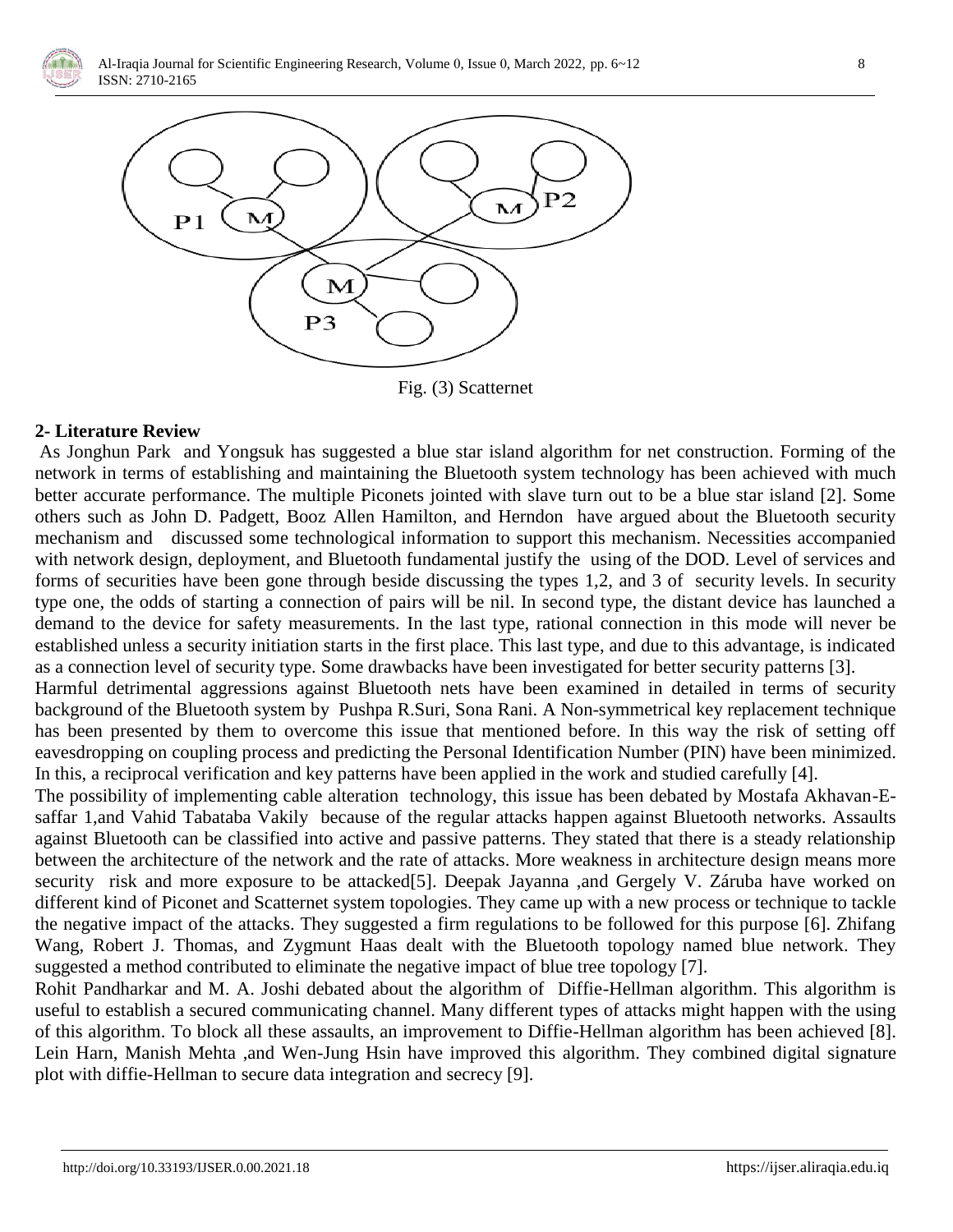Fig. (3) Scatternet

## 2- Literature Review

As Jonghun Park and Yongsuk has suggested a blue star island algorithm for net construction. Forming of the network in terms of establishing and maintaining the Bluetooth system technology has been achieved with much better accurate performance. The multiple Piconets jointed with slave turn out to be a blue star island [2]. Some others such as John D. Padgett, Booz Allen Hamilton, and Herndon have argued about the Bluetooth security mechanism and discussed some technological information to support this mechanism. Necessities accompanied with network design, deployment, and Bluetooth fundamental justify the using of the DOD. Level of services and forms of securities have been gone through beside discussing the types 1,2, and 3 of security levels. In security type one, the odds of starting a connection of pairs will be nil. In second type, the distant device has launched a demand to the device for safety measurements. In the last type, rational connection in this mode will never be established unless a security initiation starts in the first place. This last type, and due to this advantage, is indicated as a connection level of security type. Some drawbacks have been investigated for better security patterns [3].

Harmful detrimental aggressions against Bluetooth nets have been examined in detailed in terms of security background of the Bluetooth system by Pushpa R.Suri, Sona Rani. A Non-symmetrical key replacement technique has been presented by them to overcome this issue that mentioned before. In this way the risk of setting off eavesdropping on coupling process and predicting the Personal Identification Number (PIN) have been minimized. In this, a reciprocal verification and key patterns have been applied in the work and studied carefully [4].

The possibility of implementing cable alteration technology, this issue has been debated by Mostafa Akhavan-E-saffar 1,and Vahid Tabataba Vakily because of the regular attacks happen against Bluetooth networks. Assaults against Bluetooth can be classified into active and passive patterns. They stated that there is a steady relationship between the architecture of the network and the rate of attacks. More weakness in architecture design means more security risk and more exposure to be attacked[5]. Deepak Jayanna ,and Gergely V. Záruba have worked on different kind of Piconet and Scatternet system topologies. They came up with a new process or technique to tackle the negative impact of the attacks. They suggested a firm regulations to be followed for this purpose [6]. Zhifang Wang, Robert J. Thomas, and Zygmunt Haas dealt with the Bluetooth topology named blue network. They suggested a method contributed to eliminate the negative impact of blue tree topology [7].

Rohit Pandharkar and M. A. Joshi debated about the algorithm of Diffie-Hellman algorithm. This algorithm is useful to establish a secured communicating channel. Many different types of attacks might happen with the using of this algorithm. To block all these assaults, an improvement to Diffie-Hellman algorithm has been achieved [8]. Lein Harn, Manish Mehta ,and Wen-Jung Hsin have improved this algorithm. They combined digital signature plot with diffie-Hellman to secure data integration and secrecy [9].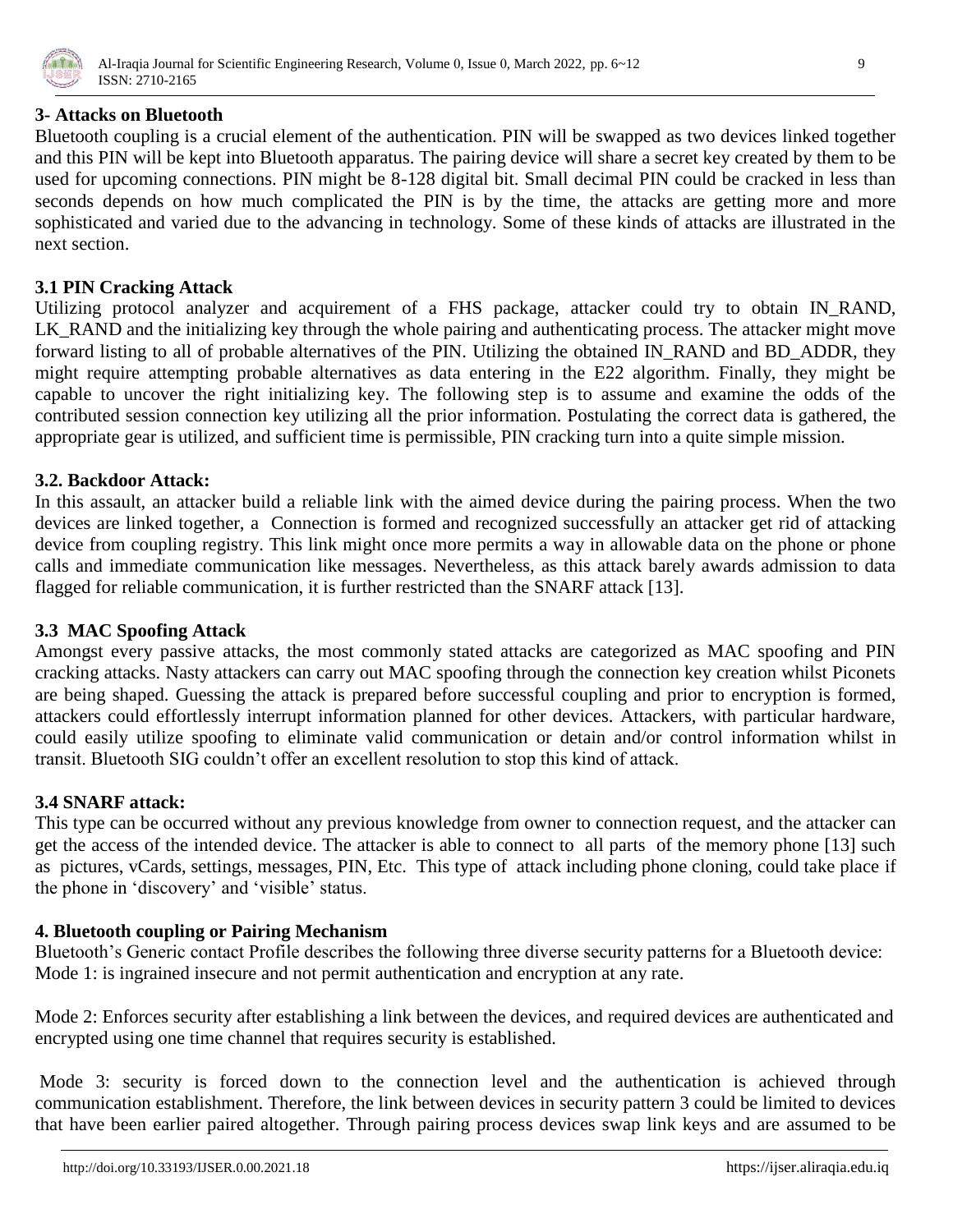## 3- Attacks on Bluetooth

Bluetooth coupling is a crucial element of the authentication. PIN will be swapped as two devices linked together and this PIN will be kept into Bluetooth apparatus. The pairing device will share a secret key created by them to be used for upcoming connections. PIN might be 8-128 digital bit. Small decimal PIN could be cracked in less than seconds depends on how much complicated the PIN is by the time, the attacks are getting more and more sophisticated and varied due to the advancing in technology. Some of these kinds of attacks are illustrated in the next section.

### 3.1 PIN Cracking Attack

Utilizing protocol analyzer and acquirement of a FHS package, attacker could try to obtain IN_RAND, LK_RAND and the initializing key through the whole pairing and authenticating process. The attacker might move forward listing to all of probable alternatives of the PIN. Utilizing the obtained IN_RAND and BD_ADDR, they might require attempting probable alternatives as data entering in the E22 algorithm. Finally, they might be capable to uncover the right initializing key. The following step is to assume and examine the odds of the contributed session connection key utilizing all the prior information. Postulating the correct data is gathered, the appropriate gear is utilized, and sufficient time is permissible, PIN cracking turn into a quite simple mission.

### 3.2. Backdoor Attack:

In this assault, an attacker build a reliable link with the aimed device during the pairing process. When the two devices are linked together, a Connection is formed and recognized successfully an attacker get rid of attacking device from coupling registry. This link might once more permits a way in allowable data on the phone or phone calls and immediate communication like messages. Nevertheless, as this attack barely awards admission to data flagged for reliable communication, it is further restricted than the SNARF attack [13].

### 3.3 MAC Spoofing Attack

Amongst every passive attacks, the most commonly stated attacks are categorized as MAC spoofing and PIN cracking attacks. Nasty attackers can carry out MAC spoofing through the connection key creation whilst Piconets are being shaped. Guessing the attack is prepared before successful coupling and prior to encryption is formed, attackers could effortlessly interrupt information planned for other devices. Attackers, with particular hardware, could easily utilize spoofing to eliminate valid communication or detain and/or control information whilst in transit. Bluetooth SIG couldn't offer an excellent resolution to stop this kind of attack.

### 3.4 SNARF attack:

This type can be occurred without any previous knowledge from owner to connection request, and the attacker can get the access of the intended device. The attacker is able to connect to all parts of the memory phone [13] such as pictures, vCards, settings, messages, PIN, Etc. This type of attack including phone cloning, could take place if the phone in 'discovery' and 'visible' status.

## 4. Bluetooth coupling or Pairing Mechanism

Bluetooth's Generic contact Profile describes the following three diverse security patterns for a Bluetooth device:
Mode 1: is ingrained insecure and not permit authentication and encryption at any rate.

Mode 2: Enforces security after establishing a link between the devices, and required devices are authenticated and encrypted using one time channel that requires security is established.

Mode 3: security is forced down to the connection level and the authentication is achieved through communication establishment. Therefore, the link between devices in security pattern 3 could be limited to devices that have been earlier paired altogether. Through pairing process devices swap link keys and are assumed to be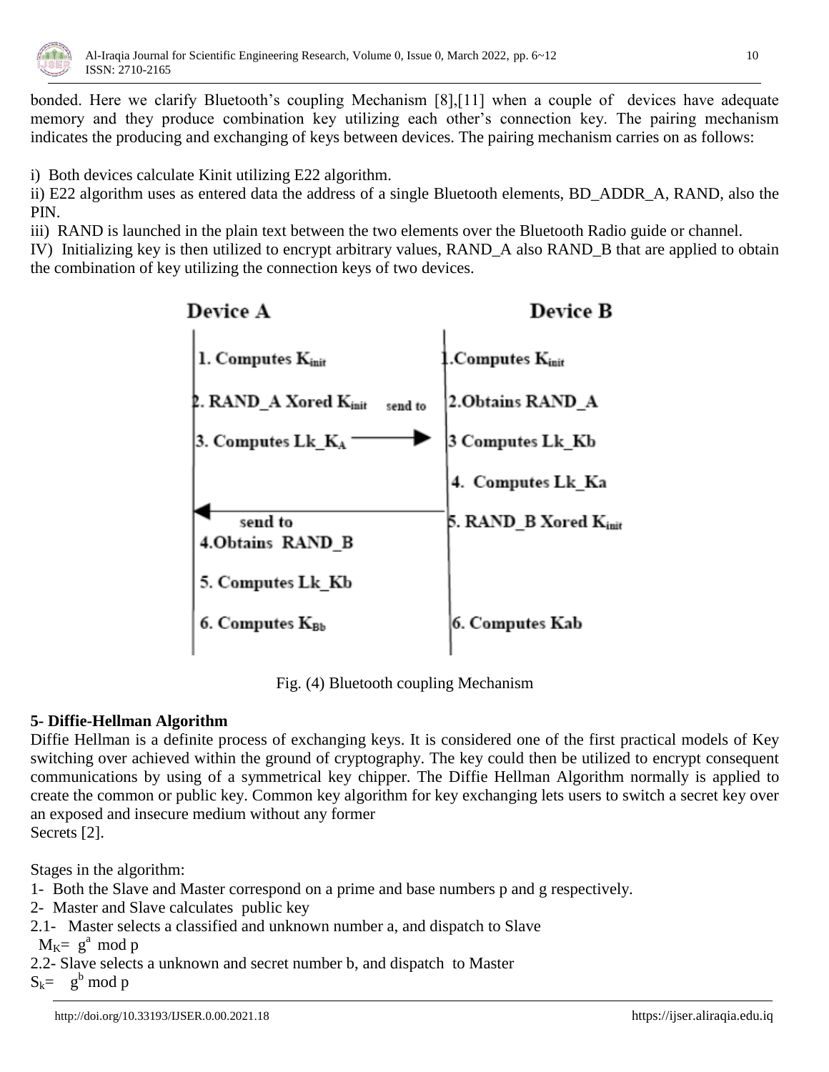bonded. Here we clarify Bluetooth's coupling Mechanism [8],[11] when a couple of devices have adequate memory and they produce combination key utilizing each other's connection key. The pairing mechanism indicates the producing and exchanging of keys between devices. The pairing mechanism carries on as follows:

i) Both devices calculate Kinit utilizing E22 algorithm.

ii) E22 algorithm uses as entered data the address of a single Bluetooth elements, BD_ADDR_A, RAND, also the PIN.

iii) RAND is launched in the plain text between the two elements over the Bluetooth Radio guide or channel.

IV) Initializing key is then utilized to encrypt arbitrary values, RAND_A also RAND_B that are applied to obtain the combination of key utilizing the connection keys of two devices.

| Device A | | Device B |
|---|---|---|
| 1. Computes $K_{init}$ | | 1.Computes $K_{init}$ |
| 2. RAND_A Xored $K_{init}$ | send to → | 2.Obtains RAND_A |
| 3. Computes Lk_$K_A$ | | 3 Computes Lk_Kb |
| | | 4. Computes Lk_Ka |
| 4.Obtains RAND_B | ← send to | 5. RAND_B Xored $K_{init}$ |
| 5. Computes Lk_Kb | | |
| 6. Computes $K_{Bb}$ | | 6. Computes Kab |

Fig. (4) Bluetooth coupling Mechanism

## 5- Diffie-Hellman Algorithm

Diffie Hellman is a definite process of exchanging keys. It is considered one of the first practical models of Key switching over achieved within the ground of cryptography. The key could then be utilized to encrypt consequent communications by using of a symmetrical key chipper. The Diffie Hellman Algorithm normally is applied to create the common or public key. Common key algorithm for key exchanging lets users to switch a secret key over an exposed and insecure medium without any former
Secrets [2].

Stages in the algorithm:

1- Both the Slave and Master correspond on a prime and base numbers p and g respectively.

2- Master and Slave calculates public key

2.1- Master selects a classified and unknown number a, and dispatch to Slave

$M_K = g^a \bmod p$

2.2- Slave selects a unknown and secret number b, and dispatch to Master

$S_k = g^b \bmod p$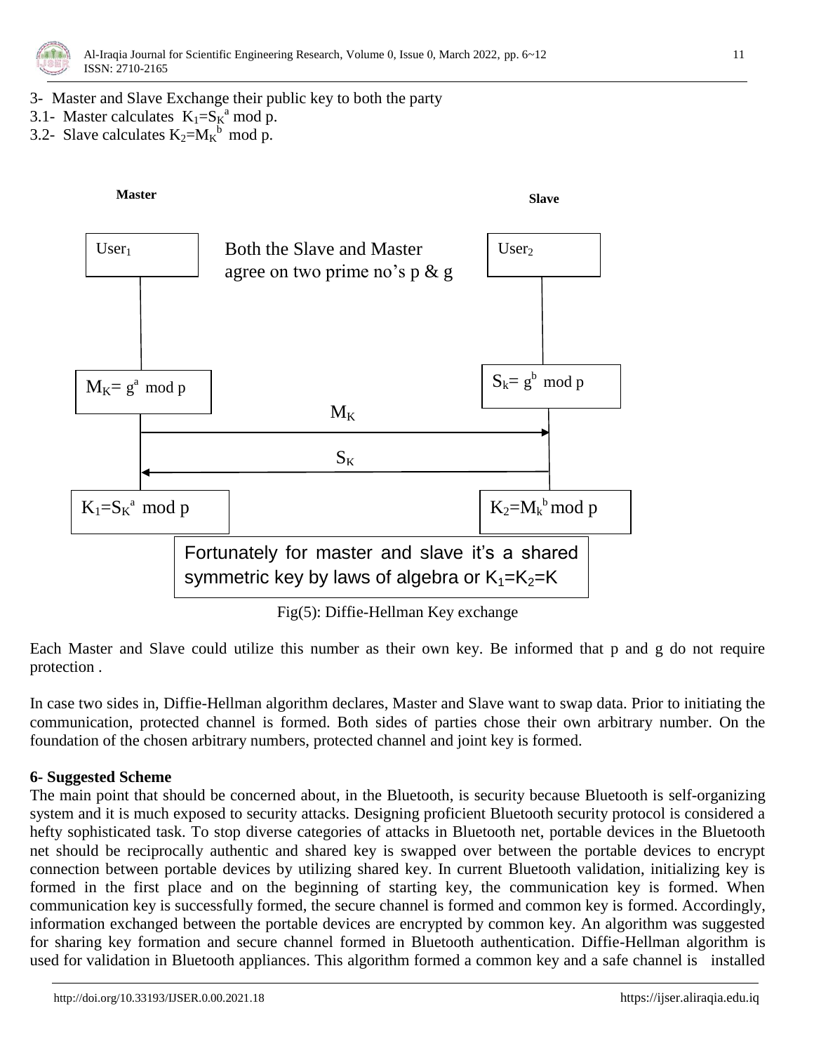3- Master and Slave Exchange their public key to both the party

3.1- Master calculates $K_1=S_K^a \bmod p$.

3.2- Slave calculates $K_2=M_K^b \bmod p$.

**Master** | **Slave**

| Master | | Slave |
|---|---|---|
| $User_1$ | Both the Slave and Master agree on two prime no's p & g | $User_2$ |
| $M_K= g^a \bmod p$ | | $S_k= g^b \bmod p$ |
| | $M_K$ → | |
| | ← $S_K$ | |
| $K_1=S_K^a \bmod p$ | | $K_2=M_k^b \bmod p$ |

Fortunately for master and slave it's a shared symmetric key by laws of algebra or $K_1=K_2=K$

Fig(5): Diffie-Hellman Key exchange

Each Master and Slave could utilize this number as their own key. Be informed that p and g do not require protection .

In case two sides in, Diffie-Hellman algorithm declares, Master and Slave want to swap data. Prior to initiating the communication, protected channel is formed. Both sides of parties chose their own arbitrary number. On the foundation of the chosen arbitrary numbers, protected channel and joint key is formed.

**6- Suggested Scheme**

The main point that should be concerned about, in the Bluetooth, is security because Bluetooth is self-organizing system and it is much exposed to security attacks. Designing proficient Bluetooth security protocol is considered a hefty sophisticated task. To stop diverse categories of attacks in Bluetooth net, portable devices in the Bluetooth net should be reciprocally authentic and shared key is swapped over between the portable devices to encrypt connection between portable devices by utilizing shared key. In current Bluetooth validation, initializing key is formed in the first place and on the beginning of starting key, the communication key is formed. When communication key is successfully formed, the secure channel is formed and common key is formed. Accordingly, information exchanged between the portable devices are encrypted by common key. An algorithm was suggested for sharing key formation and secure channel formed in Bluetooth authentication. Diffie-Hellman algorithm is used for validation in Bluetooth appliances. This algorithm formed a common key and a safe channel is installed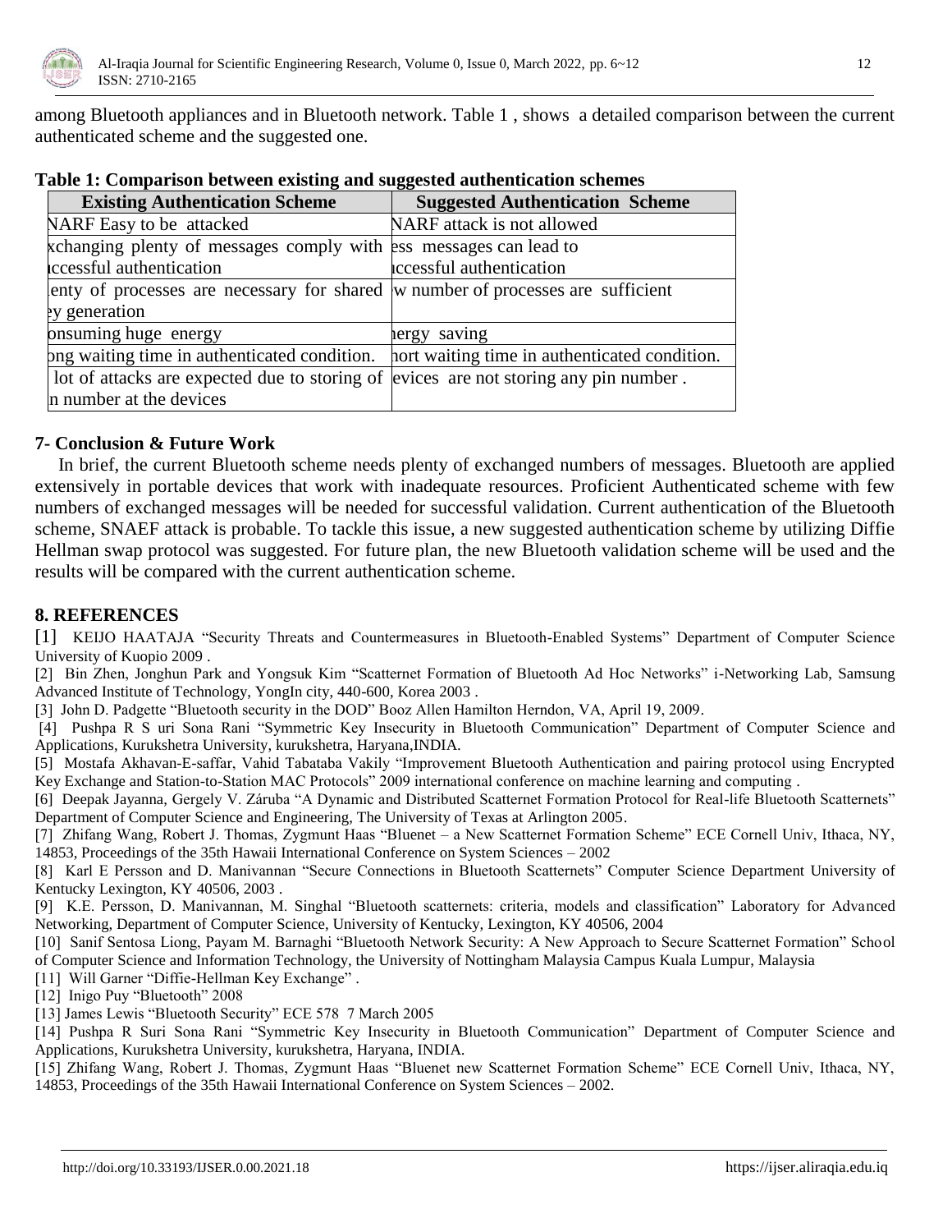among Bluetooth appliances and in Bluetooth network. Table 1 , shows a detailed comparison between the current authenticated scheme and the suggested one.

**Table 1: Comparison between existing and suggested authentication schemes**

| Existing Authentication Scheme | Suggested Authentication Scheme |
|---|---|
| NARF Easy to be attacked | NARF attack is not allowed |
| xchanging plenty of messages comply with ccessful authentication | ess messages can lead to ccessful authentication |
| enty of processes are necessary for shared y generation | w number of processes are sufficient |
| onsuming huge energy | ergy saving |
| ong waiting time in authenticated condition. | hort waiting time in authenticated condition. |
| lot of attacks are expected due to storing of n number at the devices | evices are not storing any pin number . |

## 7- Conclusion & Future Work

In brief, the current Bluetooth scheme needs plenty of exchanged numbers of messages. Bluetooth are applied extensively in portable devices that work with inadequate resources. Proficient Authenticated scheme with few numbers of exchanged messages will be needed for successful validation. Current authentication of the Bluetooth scheme, SNAEF attack is probable. To tackle this issue, a new suggested authentication scheme by utilizing Diffie Hellman swap protocol was suggested. For future plan, the new Bluetooth validation scheme will be used and the results will be compared with the current authentication scheme.

## 8. REFERENCES

[1] KEIJO HAATAJA "Security Threats and Countermeasures in Bluetooth-Enabled Systems" Department of Computer Science University of Kuopio 2009 .

[2] Bin Zhen, Jonghun Park and Yongsuk Kim "Scatternet Formation of Bluetooth Ad Hoc Networks" i-Networking Lab, Samsung Advanced Institute of Technology, YongIn city, 440-600, Korea 2003 .

[3] John D. Padgette "Bluetooth security in the DOD" Booz Allen Hamilton Herndon, VA, April 19, 2009.

[4] Pushpa R S uri Sona Rani "Symmetric Key Insecurity in Bluetooth Communication" Department of Computer Science and Applications, Kurukshetra University, kurukshetra, Haryana,INDIA.

[5] Mostafa Akhavan-E-saffar, Vahid Tabataba Vakily "Improvement Bluetooth Authentication and pairing protocol using Encrypted Key Exchange and Station-to-Station MAC Protocols" 2009 international conference on machine learning and computing .

[6] Deepak Jayanna, Gergely V. Záruba "A Dynamic and Distributed Scatternet Formation Protocol for Real-life Bluetooth Scatternets" Department of Computer Science and Engineering, The University of Texas at Arlington 2005.

[7] Zhifang Wang, Robert J. Thomas, Zygmunt Haas "Bluenet – a New Scatternet Formation Scheme" ECE Cornell Univ, Ithaca, NY, 14853, Proceedings of the 35th Hawaii International Conference on System Sciences – 2002

[8] Karl E Persson and D. Manivannan "Secure Connections in Bluetooth Scatternets" Computer Science Department University of Kentucky Lexington, KY 40506, 2003 .

[9] K.E. Persson, D. Manivannan, M. Singhal "Bluetooth scatternets: criteria, models and classification" Laboratory for Advanced Networking, Department of Computer Science, University of Kentucky, Lexington, KY 40506, 2004

[10] Sanif Sentosa Liong, Payam M. Barnaghi "Bluetooth Network Security: A New Approach to Secure Scatternet Formation" School of Computer Science and Information Technology, the University of Nottingham Malaysia Campus Kuala Lumpur, Malaysia

[11] Will Garner "Diffie-Hellman Key Exchange" .

[12] Inigo Puy "Bluetooth" 2008

[13] James Lewis "Bluetooth Security" ECE 578 7 March 2005

[14] Pushpa R Suri Sona Rani "Symmetric Key Insecurity in Bluetooth Communication" Department of Computer Science and Applications, Kurukshetra University, kurukshetra, Haryana, INDIA.

[15] Zhifang Wang, Robert J. Thomas, Zygmunt Haas "Bluenet new Scatternet Formation Scheme" ECE Cornell Univ, Ithaca, NY, 14853, Proceedings of the 35th Hawaii International Conference on System Sciences – 2002.